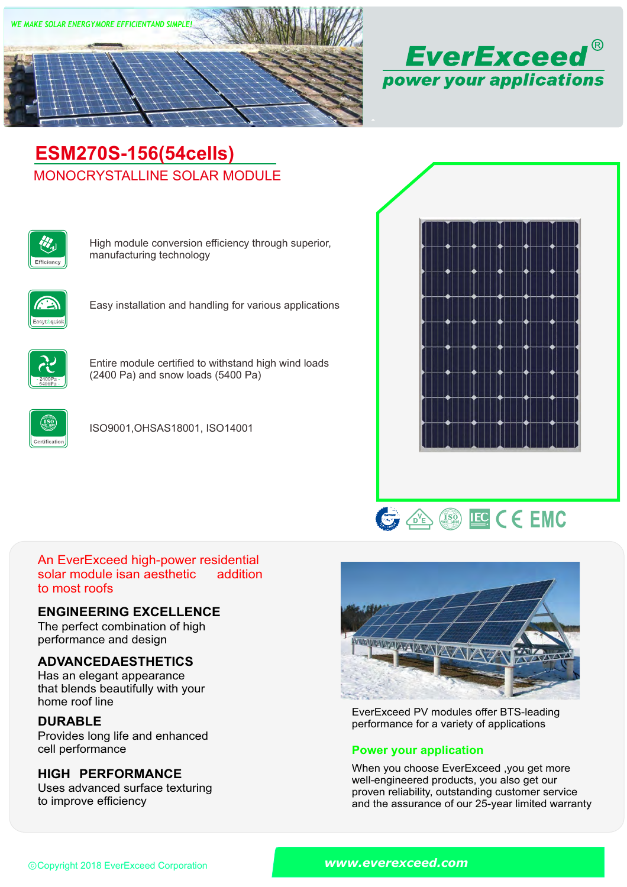WE MAKE SOLAR ENERGYMORE EFFICIENTAND SIMPLE!

**EverExceed®**

*power your applications*

# ESM270S-156(54cells)

## MONOCRYSTALLINE SOLAR MODULE

- **Efficiency**: High module conversion efficiency through superior, manufacturing technology
- **Easy&quick**: Easy installation and handling for various applications
- **2400Pa 5400Pa**: Entire module certified to withstand high wind loads (2400 Pa) and snow loads (5400 Pa)
- **Certification**: ISO9001,OHSAS18001, ISO14001

An EverExceed high-power residential solar module isan aesthetic addition to most roofs

**ENGINEERING EXCELLENCE**
The perfect combination of high performance and design

**ADVANCEDAESTHETICS**
Has an elegant appearance that blends beautifully with your home roof line

**DURABLE**
Provides long life and enhanced cell performance

**HIGH PERFORMANCE**
Uses advanced surface texturing to improve efficiency

EverExceed PV modules offer BTS-leading performance for a variety of applications

**Power your application**

When you choose EverExceed ,you get more well-engineered products, you also get our proven reliability, outstanding customer service and the assurance of our 25-year limited warranty

©Copyright 2018 EverExceed Corporation

www.everexceed.com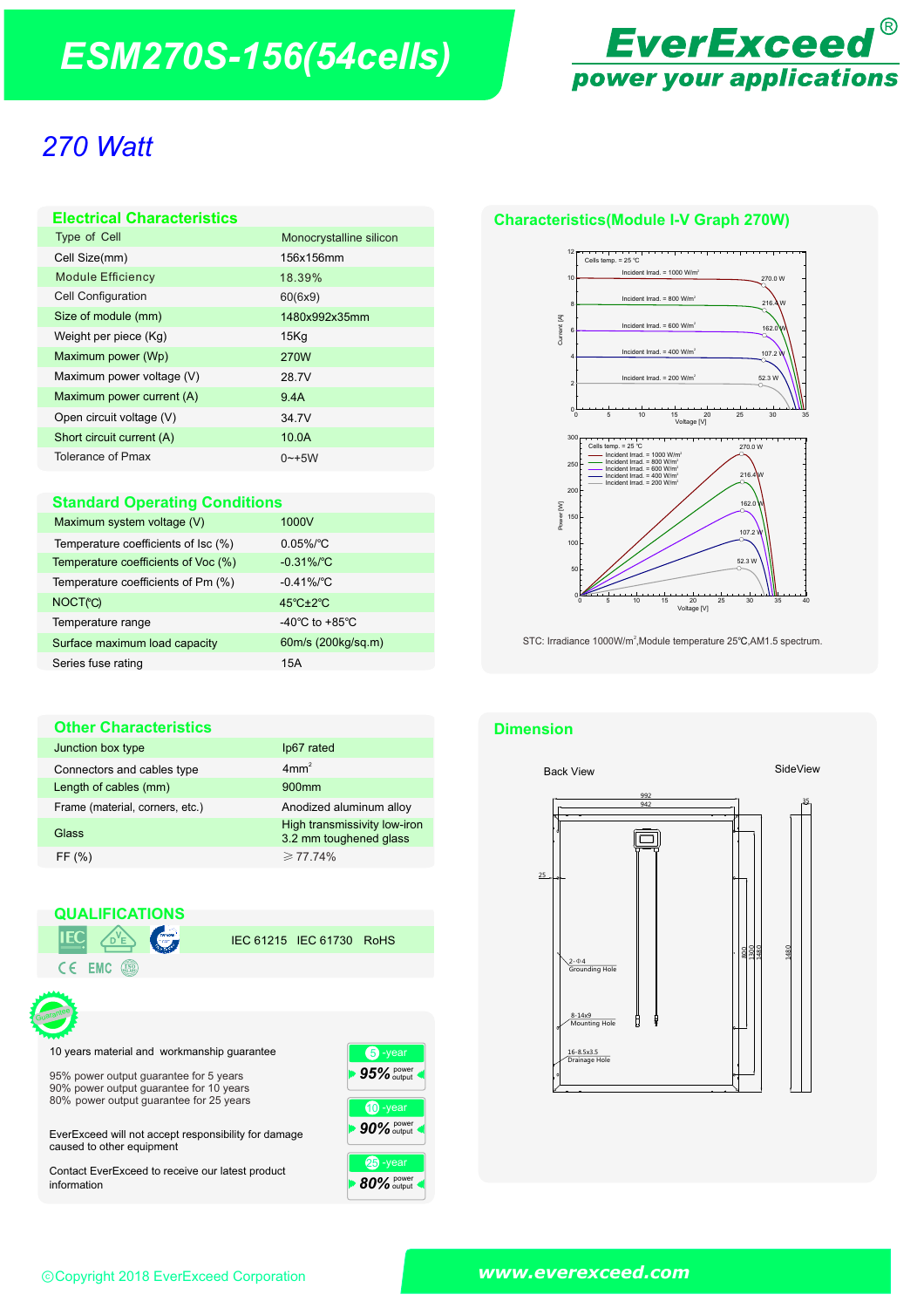# ESM270S-156(54cells)

EverExceed®
power your applications

## 270 Watt

### Electrical Characteristics

| | |
|---|---|
| Type of Cell | Monocrystalline silicon |
| Cell Size(mm) | 156x156mm |
| Module Efficiency | 18.39% |
| Cell Configuration | 60(6x9) |
| Size of module (mm) | 1480x992x35mm |
| Weight per piece (Kg) | 15Kg |
| Maximum power (Wp) | 270W |
| Maximum power voltage (V) | 28.7V |
| Maximum power current (A) | 9.4A |
| Open circuit voltage (V) | 34.7V |
| Short circuit current (A) | 10.0A |
| Tolerance of Pmax | 0~+5W |

### Standard Operating Conditions

| | |
|---|---|
| Maximum system voltage (V) | 1000V |
| Temperature coefficients of Isc (%) | 0.05%/℃ |
| Temperature coefficients of Voc (%) | -0.31%/℃ |
| Temperature coefficients of Pm (%) | -0.41%/℃ |
| NOCT(℃) | 45℃±2℃ |
| Temperature range | -40℃ to +85℃ |
| Surface maximum load capacity | 60m/s (200kg/sq.m) |
| Series fuse rating | 15A |

### Other Characteristics

| | |
|---|---|
| Junction box type | Ip67 rated |
| Connectors and cables type | 4mm² |
| Length of cables (mm) | 900mm |
| Frame (material, corners, etc.) | Anodized aluminum alloy |
| Glass | High transmissivity low-iron 3.2 mm toughened glass |
| FF (%) | ≥ 77.74% |

### QUALIFICATIONS

IEC 61215 IEC 61730 RoHS

CE EMC

Guarantee

10 years material and workmanship guarantee

95% power output guarantee for 5 years
90% power output guarantee for 10 years
80% power output guarantee for 25 years

EverExceed will not accept responsibility for damage caused to other equipment

Contact EverExceed to receive our latest product information

5 -year 95% power output

10 -year 90% power output

25 -year 80% power output

### Characteristics(Module I-V Graph 270W)

Cells temp. = 25 ℃
Incident Irrad. = 1000 W/m² 270.0 W
Incident Irrad. = 800 W/m² 216.4 W
Incident Irrad. = 600 W/m² 162.0 W
Incident Irrad. = 400 W/m² 107.2 W
Incident Irrad. = 200 W/m² 52.3 W
Current [A]
Voltage [V]

Cells temp. = 25 ℃
Incident Irrad. = 1000 W/m²
Incident Irrad. = 800 W/m²
Incident Irrad. = 600 W/m²
Incident Irrad. = 400 W/m²
Incident Irrad. = 200 W/m²
270.0 W
216.4 W
162.0 W
107.2 W
52.3 W
Power [W]
Voltage [V]

STC: Irradiance 1000W/m², Module temperature 25℃, AM1.5 spectrum.

### Dimension

Back View

SideView

992
942
35
25
2-Φ4
Grounding Hole
8-14x9
Mounting Hole
16-8.5x3.5
Drainage Hole
800
1300
1480
1480

©Copyright 2018 EverExceed Corporation

www.everexceed.com